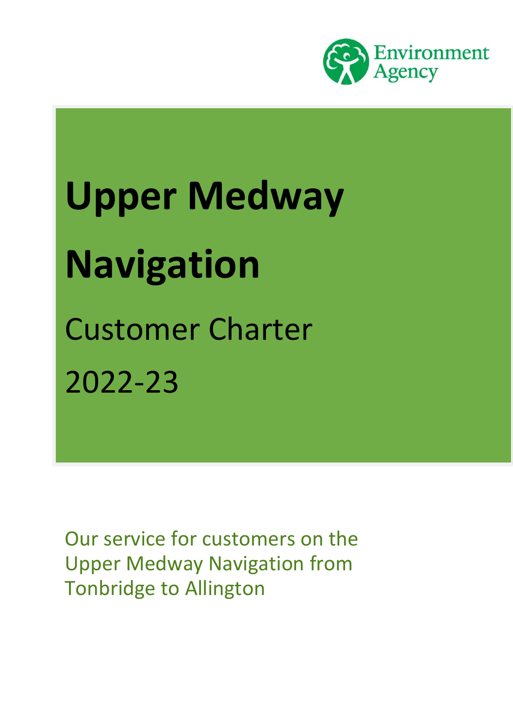Environment Agency

# Upper Medway Navigation

## Customer Charter

## 2022-23

Our service for customers on the Upper Medway Navigation from Tonbridge to Allington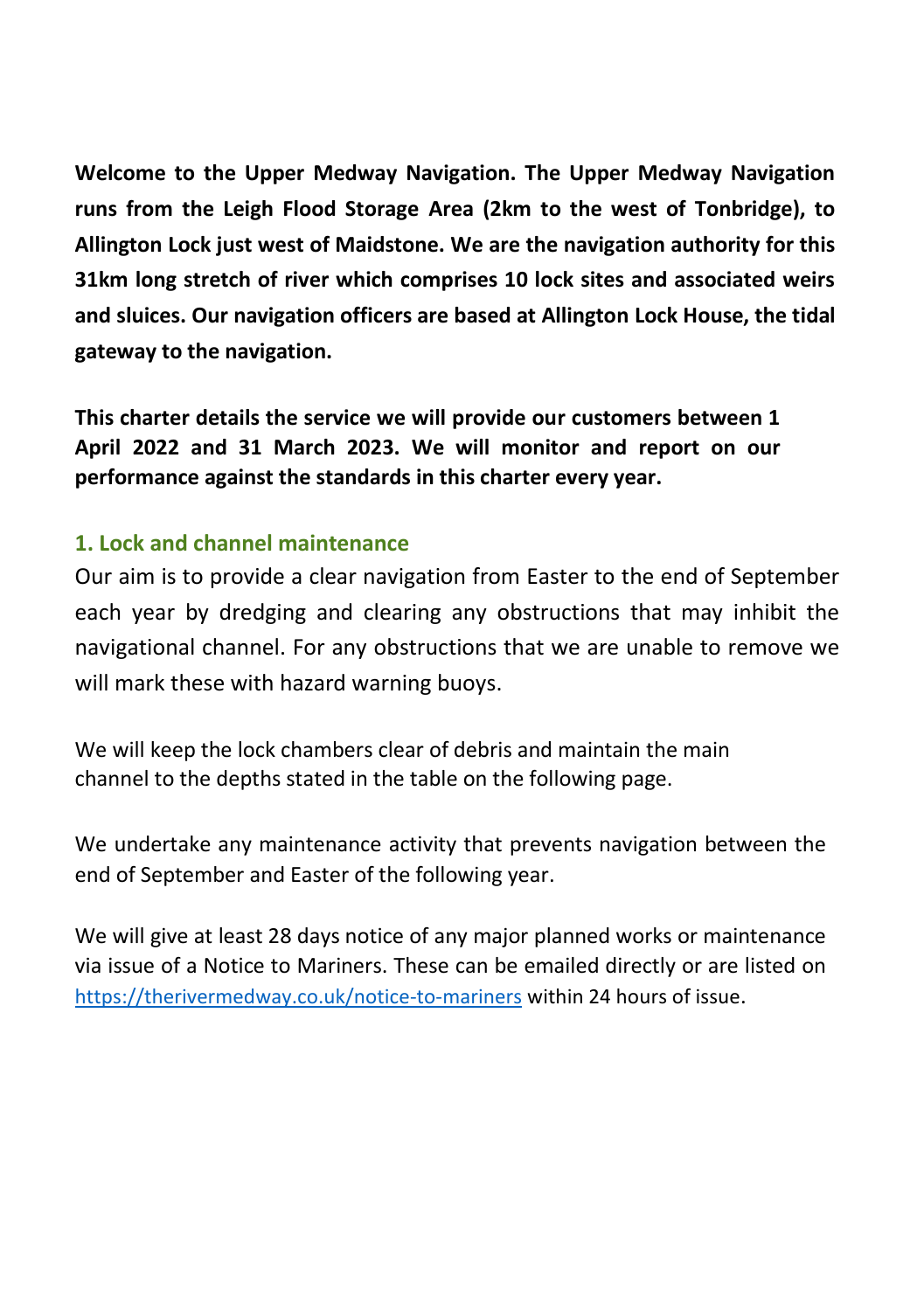**Welcome to the Upper Medway Navigation. The Upper Medway Navigation runs from the Leigh Flood Storage Area (2km to the west of Tonbridge), to Allington Lock just west of Maidstone. We are the navigation authority for this 31km long stretch of river which comprises 10 lock sites and associated weirs and sluices. Our navigation officers are based at Allington Lock House, the tidal gateway to the navigation.**

**This charter details the service we will provide our customers between 1 April 2022 and 31 March 2023. We will monitor and report on our performance against the standards in this charter every year.**

## 1. Lock and channel maintenance

Our aim is to provide a clear navigation from Easter to the end of September each year by dredging and clearing any obstructions that may inhibit the navigational channel. For any obstructions that we are unable to remove we will mark these with hazard warning buoys.

We will keep the lock chambers clear of debris and maintain the main channel to the depths stated in the table on the following page.

We undertake any maintenance activity that prevents navigation between the end of September and Easter of the following year.

We will give at least 28 days notice of any major planned works or maintenance via issue of a Notice to Mariners. These can be emailed directly or are listed on https://therivermedway.co.uk/notice-to-mariners within 24 hours of issue.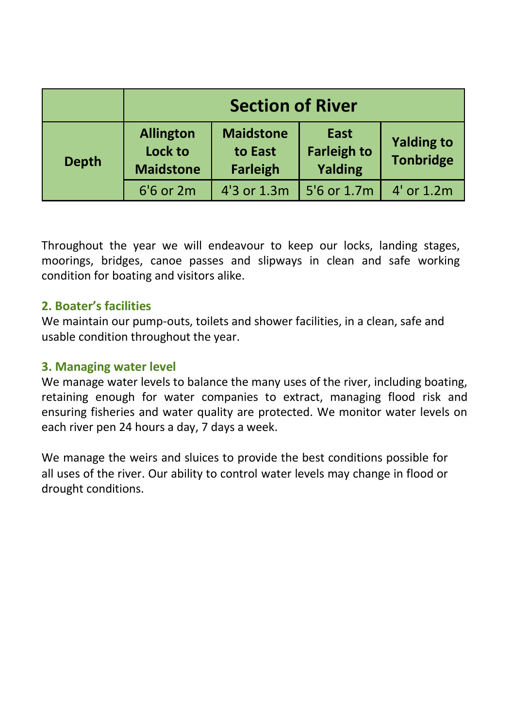| | Section of River | | | |
|---|---|---|---|---|
| **Depth** | **Allington Lock to Maidstone** | **Maidstone to East Farleigh** | **East Farleigh to Yalding** | **Yalding to Tonbridge** |
| | 6'6 or 2m | 4'3 or 1.3m | 5'6 or 1.7m | 4' or 1.2m |

Throughout the year we will endeavour to keep our locks, landing stages, moorings, bridges, canoe passes and slipways in clean and safe working condition for boating and visitors alike.

## 2. Boater's facilities

We maintain our pump-outs, toilets and shower facilities, in a clean, safe and usable condition throughout the year.

## 3. Managing water level

We manage water levels to balance the many uses of the river, including boating, retaining enough for water companies to extract, managing flood risk and ensuring fisheries and water quality are protected. We monitor water levels on each river pen 24 hours a day, 7 days a week.

We manage the weirs and sluices to provide the best conditions possible for all uses of the river. Our ability to control water levels may change in flood or drought conditions.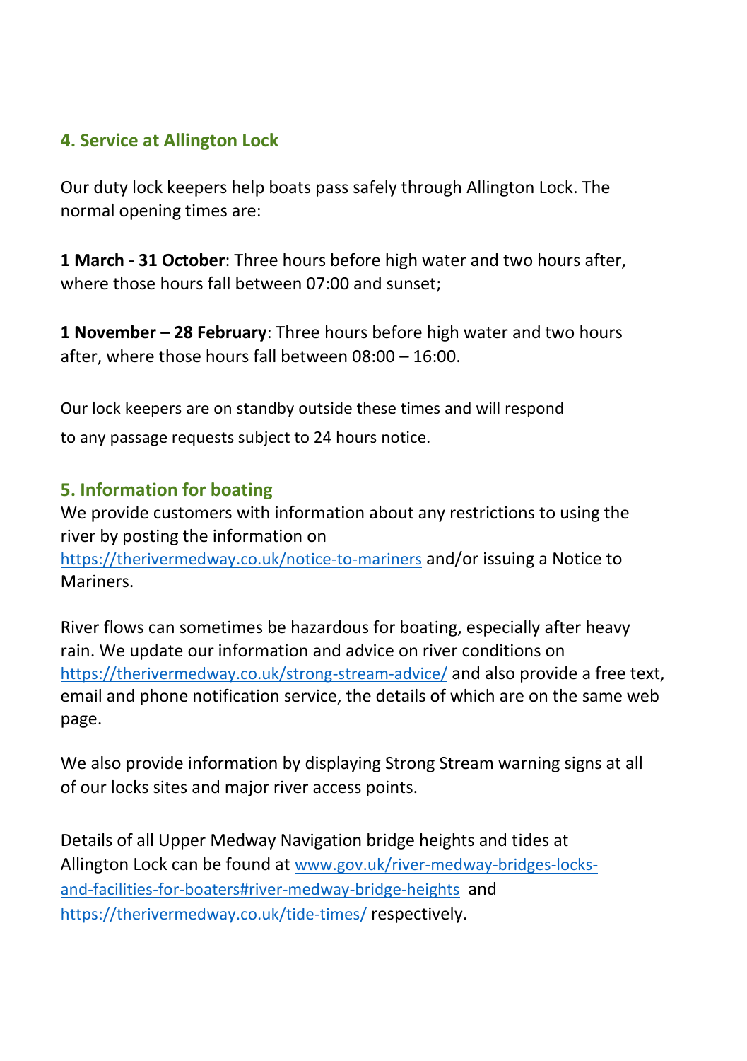## 4. Service at Allington Lock

Our duty lock keepers help boats pass safely through Allington Lock. The normal opening times are:

**1 March - 31 October**: Three hours before high water and two hours after, where those hours fall between 07:00 and sunset;

**1 November – 28 February**: Three hours before high water and two hours after, where those hours fall between 08:00 – 16:00.

Our lock keepers are on standby outside these times and will respond to any passage requests subject to 24 hours notice.

## 5. Information for boating

We provide customers with information about any restrictions to using the river by posting the information on https://therivermedway.co.uk/notice-to-mariners and/or issuing a Notice to Mariners.

River flows can sometimes be hazardous for boating, especially after heavy rain. We update our information and advice on river conditions on https://therivermedway.co.uk/strong-stream-advice/ and also provide a free text, email and phone notification service, the details of which are on the same web page.

We also provide information by displaying Strong Stream warning signs at all of our locks sites and major river access points.

Details of all Upper Medway Navigation bridge heights and tides at Allington Lock can be found at www.gov.uk/river-medway-bridges-locks-and-facilities-for-boaters#river-medway-bridge-heights and https://therivermedway.co.uk/tide-times/ respectively.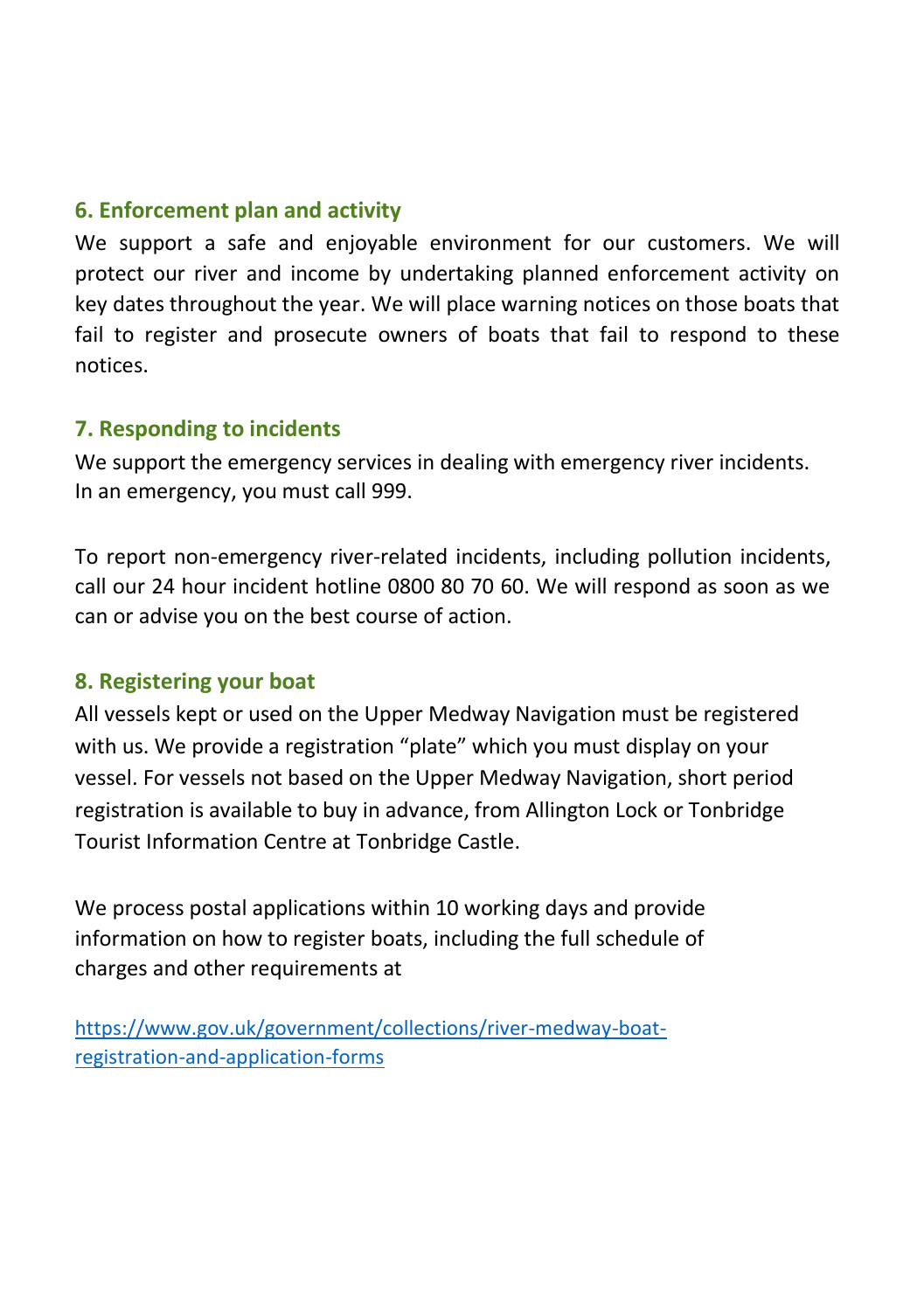## 6. Enforcement plan and activity

We support a safe and enjoyable environment for our customers. We will protect our river and income by undertaking planned enforcement activity on key dates throughout the year. We will place warning notices on those boats that fail to register and prosecute owners of boats that fail to respond to these notices.

## 7. Responding to incidents

We support the emergency services in dealing with emergency river incidents. In an emergency, you must call 999.

To report non-emergency river-related incidents, including pollution incidents, call our 24 hour incident hotline 0800 80 70 60. We will respond as soon as we can or advise you on the best course of action.

## 8. Registering your boat

All vessels kept or used on the Upper Medway Navigation must be registered with us. We provide a registration "plate" which you must display on your vessel. For vessels not based on the Upper Medway Navigation, short period registration is available to buy in advance, from Allington Lock or Tonbridge Tourist Information Centre at Tonbridge Castle.

We process postal applications within 10 working days and provide information on how to register boats, including the full schedule of charges and other requirements at

[https://www.gov.uk/government/collections/river-medway-boat-registration-and-application-forms](https://www.gov.uk/government/collections/river-medway-boat-registration-and-application-forms)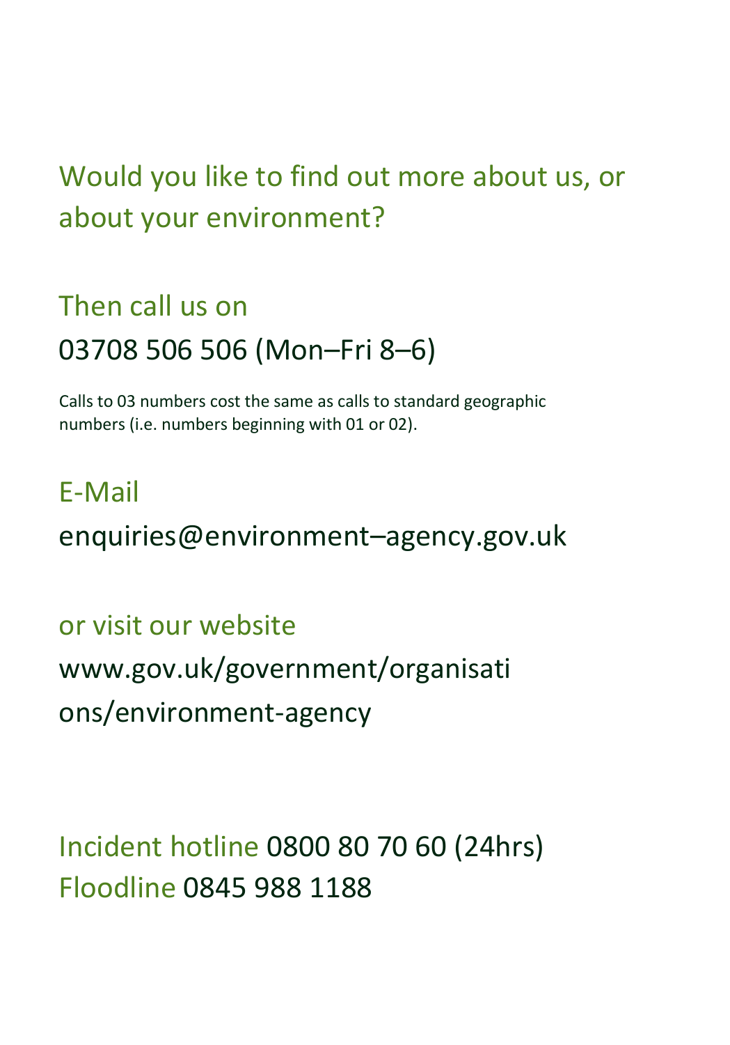Would you like to find out more about us, or about your environment?

Then call us on

03708 506 506 (Mon–Fri 8–6)

Calls to 03 numbers cost the same as calls to standard geographic numbers (i.e. numbers beginning with 01 or 02).

E-Mail

enquiries@environment–agency.gov.uk

or visit our website

www.gov.uk/government/organisations/environment-agency

Incident hotline 0800 80 70 60 (24hrs)
Floodline 0845 988 1188